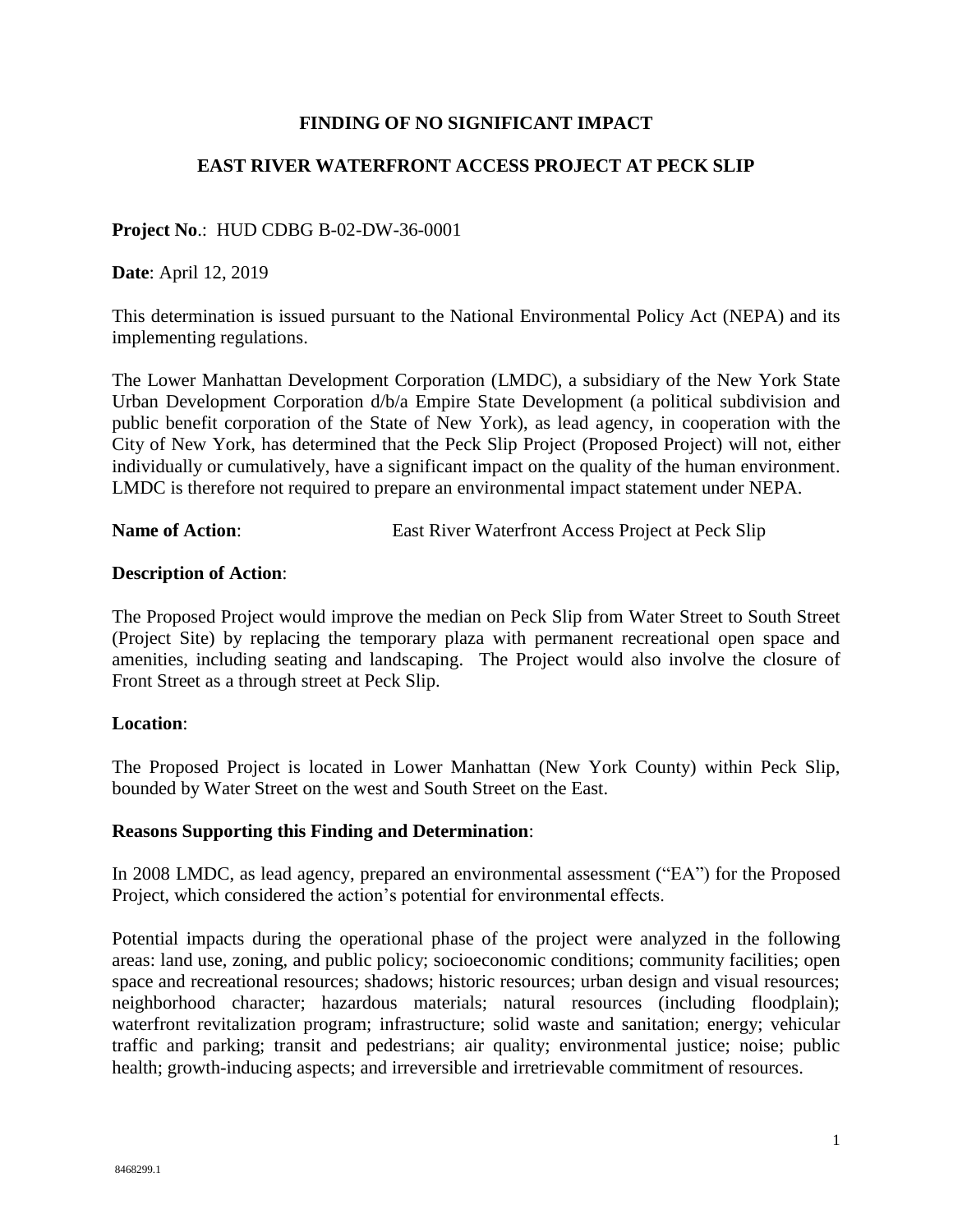# FINDING OF NO SIGNIFICANT IMPACT

## EAST RIVER WATERFRONT ACCESS PROJECT AT PECK SLIP

**Project No**.: HUD CDBG B-02-DW-36-0001

**Date**: April 12, 2019

This determination is issued pursuant to the National Environmental Policy Act (NEPA) and its implementing regulations.

The Lower Manhattan Development Corporation (LMDC), a subsidiary of the New York State Urban Development Corporation d/b/a Empire State Development (a political subdivision and public benefit corporation of the State of New York), as lead agency, in cooperation with the City of New York, has determined that the Peck Slip Project (Proposed Project) will not, either individually or cumulatively, have a significant impact on the quality of the human environment. LMDC is therefore not required to prepare an environmental impact statement under NEPA.

**Name of Action**: East River Waterfront Access Project at Peck Slip

**Description of Action**:

The Proposed Project would improve the median on Peck Slip from Water Street to South Street (Project Site) by replacing the temporary plaza with permanent recreational open space and amenities, including seating and landscaping. The Project would also involve the closure of Front Street as a through street at Peck Slip.

**Location**:

The Proposed Project is located in Lower Manhattan (New York County) within Peck Slip, bounded by Water Street on the west and South Street on the East.

**Reasons Supporting this Finding and Determination**:

In 2008 LMDC, as lead agency, prepared an environmental assessment ("EA") for the Proposed Project, which considered the action's potential for environmental effects.

Potential impacts during the operational phase of the project were analyzed in the following areas: land use, zoning, and public policy; socioeconomic conditions; community facilities; open space and recreational resources; shadows; historic resources; urban design and visual resources; neighborhood character; hazardous materials; natural resources (including floodplain); waterfront revitalization program; infrastructure; solid waste and sanitation; energy; vehicular traffic and parking; transit and pedestrians; air quality; environmental justice; noise; public health; growth-inducing aspects; and irreversible and irretrievable commitment of resources.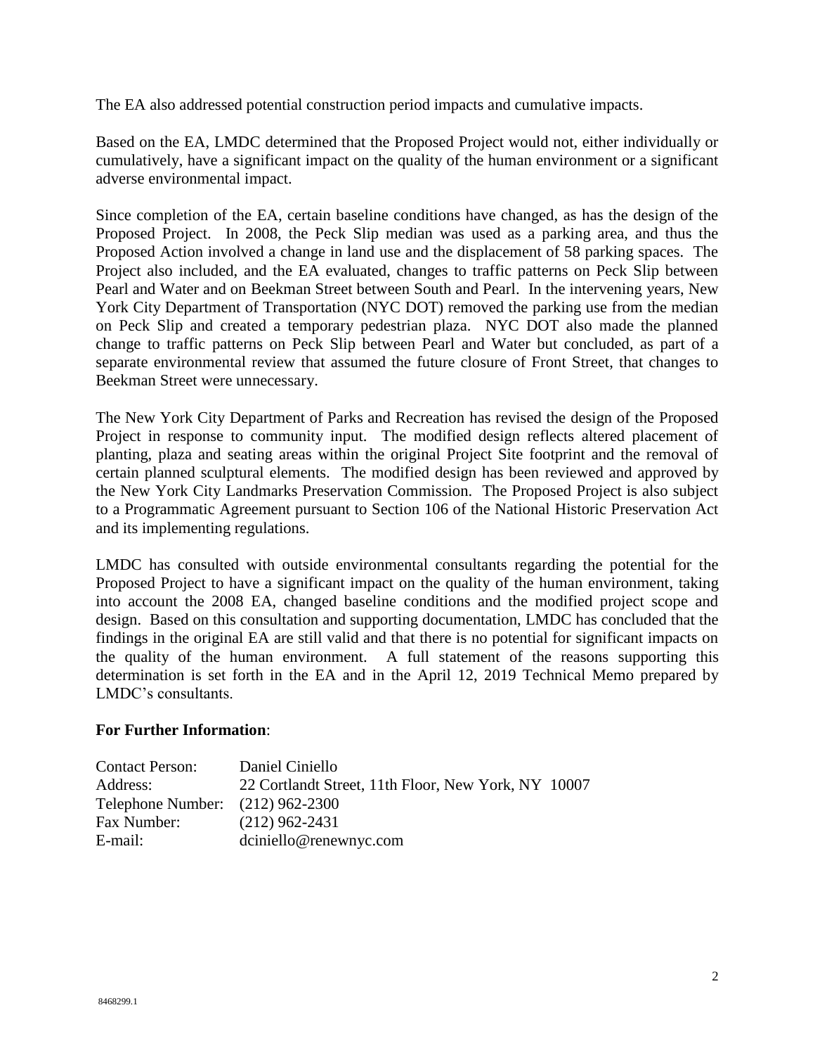The EA also addressed potential construction period impacts and cumulative impacts.

Based on the EA, LMDC determined that the Proposed Project would not, either individually or cumulatively, have a significant impact on the quality of the human environment or a significant adverse environmental impact.

Since completion of the EA, certain baseline conditions have changed, as has the design of the Proposed Project. In 2008, the Peck Slip median was used as a parking area, and thus the Proposed Action involved a change in land use and the displacement of 58 parking spaces. The Project also included, and the EA evaluated, changes to traffic patterns on Peck Slip between Pearl and Water and on Beekman Street between South and Pearl. In the intervening years, New York City Department of Transportation (NYC DOT) removed the parking use from the median on Peck Slip and created a temporary pedestrian plaza. NYC DOT also made the planned change to traffic patterns on Peck Slip between Pearl and Water but concluded, as part of a separate environmental review that assumed the future closure of Front Street, that changes to Beekman Street were unnecessary.

The New York City Department of Parks and Recreation has revised the design of the Proposed Project in response to community input. The modified design reflects altered placement of planting, plaza and seating areas within the original Project Site footprint and the removal of certain planned sculptural elements. The modified design has been reviewed and approved by the New York City Landmarks Preservation Commission. The Proposed Project is also subject to a Programmatic Agreement pursuant to Section 106 of the National Historic Preservation Act and its implementing regulations.

LMDC has consulted with outside environmental consultants regarding the potential for the Proposed Project to have a significant impact on the quality of the human environment, taking into account the 2008 EA, changed baseline conditions and the modified project scope and design. Based on this consultation and supporting documentation, LMDC has concluded that the findings in the original EA are still valid and that there is no potential for significant impacts on the quality of the human environment. A full statement of the reasons supporting this determination is set forth in the EA and in the April 12, 2019 Technical Memo prepared by LMDC's consultants.

**For Further Information**:

| | |
|---|---|
| Contact Person: | Daniel Ciniello |
| Address: | 22 Cortlandt Street, 11th Floor, New York, NY 10007 |
| Telephone Number: | (212) 962-2300 |
| Fax Number: | (212) 962-2431 |
| E-mail: | dciniello@renewnyc.com |

8468299.1